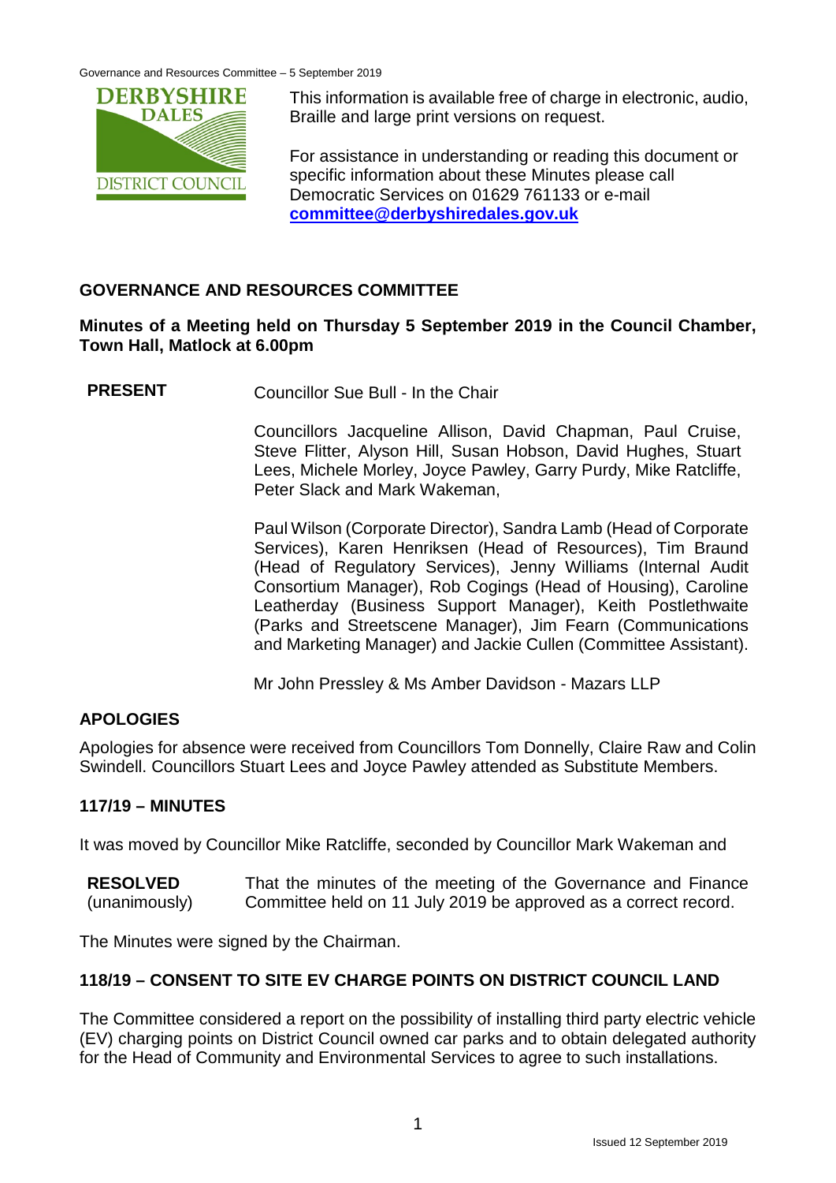This information is available free of charge in electronic, audio, Braille and large print versions on request.

For assistance in understanding or reading this document or specific information about these Minutes please call Democratic Services on 01629 761133 or e-mail **committee@derbyshiredales.gov.uk**

## GOVERNANCE AND RESOURCES COMMITTEE

**Minutes of a Meeting held on Thursday 5 September 2019 in the Council Chamber, Town Hall, Matlock at 6.00pm**

**PRESENT** Councillor Sue Bull - In the Chair

Councillors Jacqueline Allison, David Chapman, Paul Cruise, Steve Flitter, Alyson Hill, Susan Hobson, David Hughes, Stuart Lees, Michele Morley, Joyce Pawley, Garry Purdy, Mike Ratcliffe, Peter Slack and Mark Wakeman,

Paul Wilson (Corporate Director), Sandra Lamb (Head of Corporate Services), Karen Henriksen (Head of Resources), Tim Braund (Head of Regulatory Services), Jenny Williams (Internal Audit Consortium Manager), Rob Cogings (Head of Housing), Caroline Leatherday (Business Support Manager), Keith Postlethwaite (Parks and Streetscene Manager), Jim Fearn (Communications and Marketing Manager) and Jackie Cullen (Committee Assistant).

Mr John Pressley & Ms Amber Davidson - Mazars LLP

## APOLOGIES

Apologies for absence were received from Councillors Tom Donnelly, Claire Raw and Colin Swindell. Councillors Stuart Lees and Joyce Pawley attended as Substitute Members.

## 117/19 – MINUTES

It was moved by Councillor Mike Ratcliffe, seconded by Councillor Mark Wakeman and

**RESOLVED** (unanimously) That the minutes of the meeting of the Governance and Finance Committee held on 11 July 2019 be approved as a correct record.

The Minutes were signed by the Chairman.

## 118/19 – CONSENT TO SITE EV CHARGE POINTS ON DISTRICT COUNCIL LAND

The Committee considered a report on the possibility of installing third party electric vehicle (EV) charging points on District Council owned car parks and to obtain delegated authority for the Head of Community and Environmental Services to agree to such installations.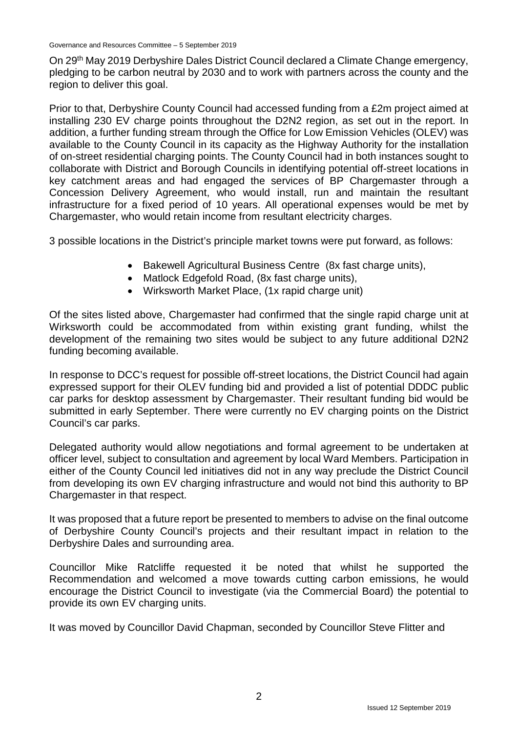On 29th May 2019 Derbyshire Dales District Council declared a Climate Change emergency, pledging to be carbon neutral by 2030 and to work with partners across the county and the region to deliver this goal.

Prior to that, Derbyshire County Council had accessed funding from a £2m project aimed at installing 230 EV charge points throughout the D2N2 region, as set out in the report. In addition, a further funding stream through the Office for Low Emission Vehicles (OLEV) was available to the County Council in its capacity as the Highway Authority for the installation of on-street residential charging points. The County Council had in both instances sought to collaborate with District and Borough Councils in identifying potential off-street locations in key catchment areas and had engaged the services of BP Chargemaster through a Concession Delivery Agreement, who would install, run and maintain the resultant infrastructure for a fixed period of 10 years. All operational expenses would be met by Chargemaster, who would retain income from resultant electricity charges.

3 possible locations in the District's principle market towns were put forward, as follows:

- Bakewell Agricultural Business Centre (8x fast charge units),
- Matlock Edgefold Road, (8x fast charge units),
- Wirksworth Market Place, (1x rapid charge unit)

Of the sites listed above, Chargemaster had confirmed that the single rapid charge unit at Wirksworth could be accommodated from within existing grant funding, whilst the development of the remaining two sites would be subject to any future additional D2N2 funding becoming available.

In response to DCC's request for possible off-street locations, the District Council had again expressed support for their OLEV funding bid and provided a list of potential DDDC public car parks for desktop assessment by Chargemaster. Their resultant funding bid would be submitted in early September. There were currently no EV charging points on the District Council's car parks.

Delegated authority would allow negotiations and formal agreement to be undertaken at officer level, subject to consultation and agreement by local Ward Members. Participation in either of the County Council led initiatives did not in any way preclude the District Council from developing its own EV charging infrastructure and would not bind this authority to BP Chargemaster in that respect.

It was proposed that a future report be presented to members to advise on the final outcome of Derbyshire County Council's projects and their resultant impact in relation to the Derbyshire Dales and surrounding area.

Councillor Mike Ratcliffe requested it be noted that whilst he supported the Recommendation and welcomed a move towards cutting carbon emissions, he would encourage the District Council to investigate (via the Commercial Board) the potential to provide its own EV charging units.

It was moved by Councillor David Chapman, seconded by Councillor Steve Flitter and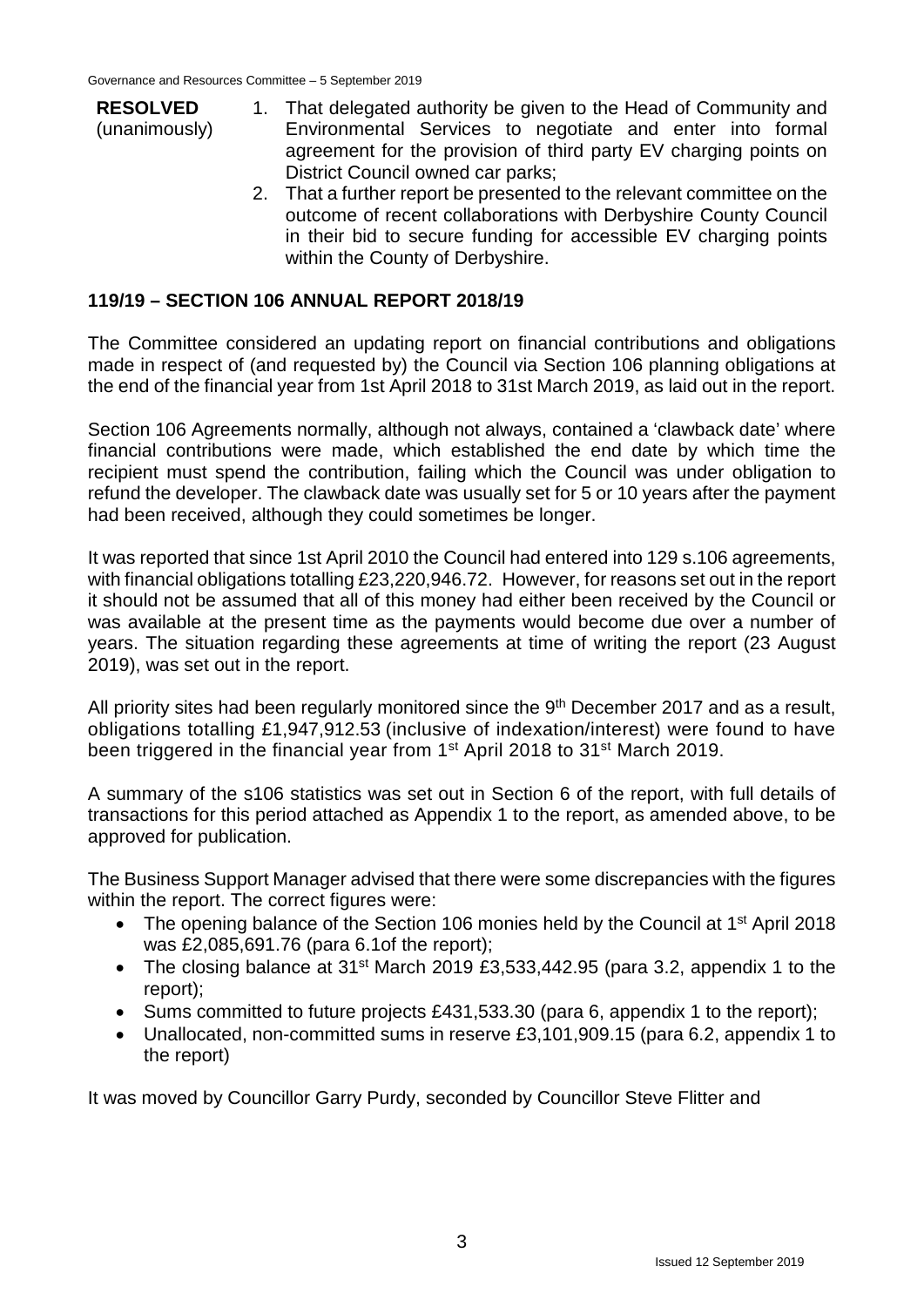**RESOLVED** (unanimously)

1. That delegated authority be given to the Head of Community and Environmental Services to negotiate and enter into formal agreement for the provision of third party EV charging points on District Council owned car parks;
2. That a further report be presented to the relevant committee on the outcome of recent collaborations with Derbyshire County Council in their bid to secure funding for accessible EV charging points within the County of Derbyshire.

## 119/19 – SECTION 106 ANNUAL REPORT 2018/19

The Committee considered an updating report on financial contributions and obligations made in respect of (and requested by) the Council via Section 106 planning obligations at the end of the financial year from 1st April 2018 to 31st March 2019, as laid out in the report.

Section 106 Agreements normally, although not always, contained a 'clawback date' where financial contributions were made, which established the end date by which time the recipient must spend the contribution, failing which the Council was under obligation to refund the developer. The clawback date was usually set for 5 or 10 years after the payment had been received, although they could sometimes be longer.

It was reported that since 1st April 2010 the Council had entered into 129 s.106 agreements, with financial obligations totalling £23,220,946.72. However, for reasons set out in the report it should not be assumed that all of this money had either been received by the Council or was available at the present time as the payments would become due over a number of years. The situation regarding these agreements at time of writing the report (23 August 2019), was set out in the report.

All priority sites had been regularly monitored since the 9th December 2017 and as a result, obligations totalling £1,947,912.53 (inclusive of indexation/interest) were found to have been triggered in the financial year from 1st April 2018 to 31st March 2019.

A summary of the s106 statistics was set out in Section 6 of the report, with full details of transactions for this period attached as Appendix 1 to the report, as amended above, to be approved for publication.

The Business Support Manager advised that there were some discrepancies with the figures within the report. The correct figures were:

- The opening balance of the Section 106 monies held by the Council at 1st April 2018 was £2,085,691.76 (para 6.1of the report);
- The closing balance at 31st March 2019 £3,533,442.95 (para 3.2, appendix 1 to the report);
- Sums committed to future projects £431,533.30 (para 6, appendix 1 to the report);
- Unallocated, non-committed sums in reserve £3,101,909.15 (para 6.2, appendix 1 to the report)

It was moved by Councillor Garry Purdy, seconded by Councillor Steve Flitter and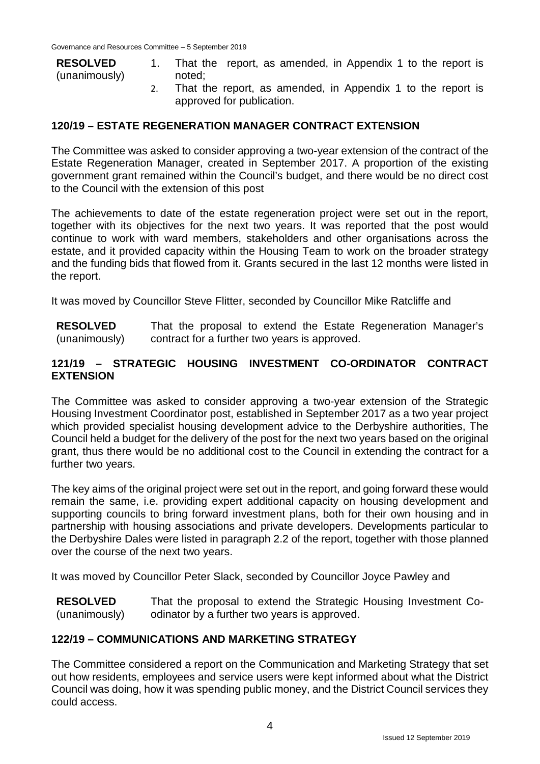**RESOLVED** (unanimously)

1. That the report, as amended, in Appendix 1 to the report is noted;
2. That the report, as amended, in Appendix 1 to the report is approved for publication.

## 120/19 – ESTATE REGENERATION MANAGER CONTRACT EXTENSION

The Committee was asked to consider approving a two-year extension of the contract of the Estate Regeneration Manager, created in September 2017. A proportion of the existing government grant remained within the Council's budget, and there would be no direct cost to the Council with the extension of this post

The achievements to date of the estate regeneration project were set out in the report, together with its objectives for the next two years. It was reported that the post would continue to work with ward members, stakeholders and other organisations across the estate, and it provided capacity within the Housing Team to work on the broader strategy and the funding bids that flowed from it. Grants secured in the last 12 months were listed in the report.

It was moved by Councillor Steve Flitter, seconded by Councillor Mike Ratcliffe and

**RESOLVED** (unanimously) That the proposal to extend the Estate Regeneration Manager's contract for a further two years is approved.

## 121/19 – STRATEGIC HOUSING INVESTMENT CO-ORDINATOR CONTRACT EXTENSION

The Committee was asked to consider approving a two-year extension of the Strategic Housing Investment Coordinator post, established in September 2017 as a two year project which provided specialist housing development advice to the Derbyshire authorities, The Council held a budget for the delivery of the post for the next two years based on the original grant, thus there would be no additional cost to the Council in extending the contract for a further two years.

The key aims of the original project were set out in the report, and going forward these would remain the same, i.e. providing expert additional capacity on housing development and supporting councils to bring forward investment plans, both for their own housing and in partnership with housing associations and private developers. Developments particular to the Derbyshire Dales were listed in paragraph 2.2 of the report, together with those planned over the course of the next two years.

It was moved by Councillor Peter Slack, seconded by Councillor Joyce Pawley and

**RESOLVED** (unanimously) That the proposal to extend the Strategic Housing Investment Co-odinator by a further two years is approved.

## 122/19 – COMMUNICATIONS AND MARKETING STRATEGY

The Committee considered a report on the Communication and Marketing Strategy that set out how residents, employees and service users were kept informed about what the District Council was doing, how it was spending public money, and the District Council services they could access.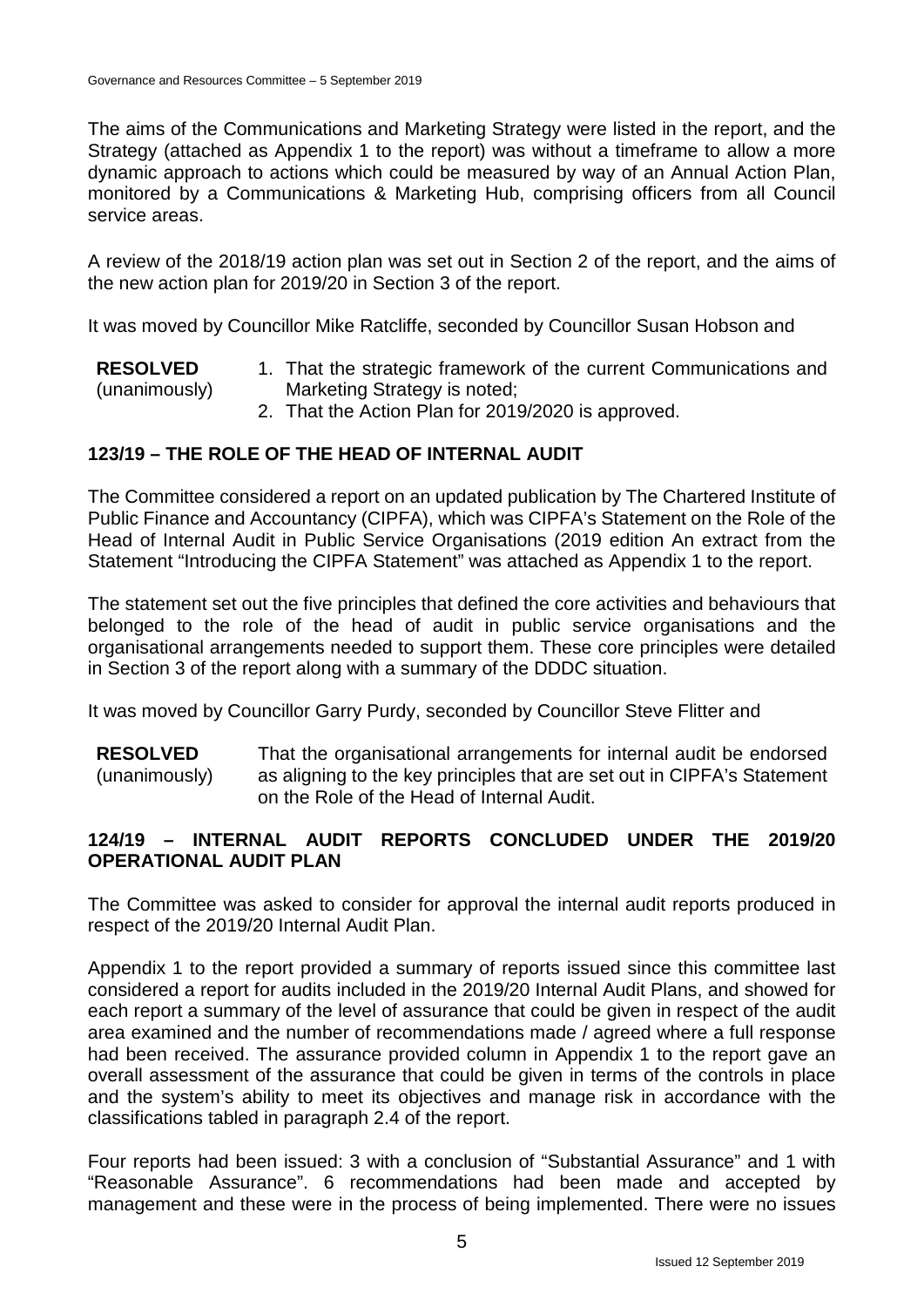The aims of the Communications and Marketing Strategy were listed in the report, and the Strategy (attached as Appendix 1 to the report) was without a timeframe to allow a more dynamic approach to actions which could be measured by way of an Annual Action Plan, monitored by a Communications & Marketing Hub, comprising officers from all Council service areas.

A review of the 2018/19 action plan was set out in Section 2 of the report, and the aims of the new action plan for 2019/20 in Section 3 of the report.

It was moved by Councillor Mike Ratcliffe, seconded by Councillor Susan Hobson and

**RESOLVED** (unanimously)

1. That the strategic framework of the current Communications and Marketing Strategy is noted;
2. That the Action Plan for 2019/2020 is approved.

## 123/19 – THE ROLE OF THE HEAD OF INTERNAL AUDIT

The Committee considered a report on an updated publication by The Chartered Institute of Public Finance and Accountancy (CIPFA), which was CIPFA's Statement on the Role of the Head of Internal Audit in Public Service Organisations (2019 edition An extract from the Statement "Introducing the CIPFA Statement" was attached as Appendix 1 to the report.

The statement set out the five principles that defined the core activities and behaviours that belonged to the role of the head of audit in public service organisations and the organisational arrangements needed to support them. These core principles were detailed in Section 3 of the report along with a summary of the DDDC situation.

It was moved by Councillor Garry Purdy, seconded by Councillor Steve Flitter and

**RESOLVED** (unanimously)

That the organisational arrangements for internal audit be endorsed as aligning to the key principles that are set out in CIPFA's Statement on the Role of the Head of Internal Audit.

## 124/19 – INTERNAL AUDIT REPORTS CONCLUDED UNDER THE 2019/20 OPERATIONAL AUDIT PLAN

The Committee was asked to consider for approval the internal audit reports produced in respect of the 2019/20 Internal Audit Plan.

Appendix 1 to the report provided a summary of reports issued since this committee last considered a report for audits included in the 2019/20 Internal Audit Plans, and showed for each report a summary of the level of assurance that could be given in respect of the audit area examined and the number of recommendations made / agreed where a full response had been received. The assurance provided column in Appendix 1 to the report gave an overall assessment of the assurance that could be given in terms of the controls in place and the system's ability to meet its objectives and manage risk in accordance with the classifications tabled in paragraph 2.4 of the report.

Four reports had been issued: 3 with a conclusion of "Substantial Assurance" and 1 with "Reasonable Assurance". 6 recommendations had been made and accepted by management and these were in the process of being implemented. There were no issues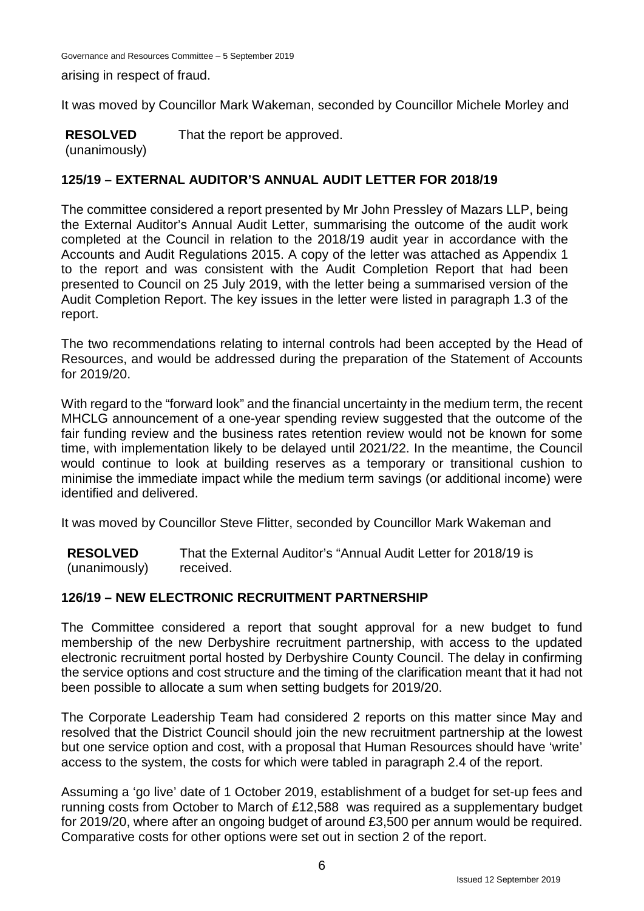arising in respect of fraud.

It was moved by Councillor Mark Wakeman, seconded by Councillor Michele Morley and

**RESOLVED** (unanimously) That the report be approved.

## 125/19 – EXTERNAL AUDITOR'S ANNUAL AUDIT LETTER FOR 2018/19

The committee considered a report presented by Mr John Pressley of Mazars LLP, being the External Auditor's Annual Audit Letter, summarising the outcome of the audit work completed at the Council in relation to the 2018/19 audit year in accordance with the Accounts and Audit Regulations 2015. A copy of the letter was attached as Appendix 1 to the report and was consistent with the Audit Completion Report that had been presented to Council on 25 July 2019, with the letter being a summarised version of the Audit Completion Report. The key issues in the letter were listed in paragraph 1.3 of the report.

The two recommendations relating to internal controls had been accepted by the Head of Resources, and would be addressed during the preparation of the Statement of Accounts for 2019/20.

With regard to the "forward look" and the financial uncertainty in the medium term, the recent MHCLG announcement of a one-year spending review suggested that the outcome of the fair funding review and the business rates retention review would not be known for some time, with implementation likely to be delayed until 2021/22. In the meantime, the Council would continue to look at building reserves as a temporary or transitional cushion to minimise the immediate impact while the medium term savings (or additional income) were identified and delivered.

It was moved by Councillor Steve Flitter, seconded by Councillor Mark Wakeman and

**RESOLVED** (unanimously) That the External Auditor's "Annual Audit Letter for 2018/19 is received.

## 126/19 – NEW ELECTRONIC RECRUITMENT PARTNERSHIP

The Committee considered a report that sought approval for a new budget to fund membership of the new Derbyshire recruitment partnership, with access to the updated electronic recruitment portal hosted by Derbyshire County Council. The delay in confirming the service options and cost structure and the timing of the clarification meant that it had not been possible to allocate a sum when setting budgets for 2019/20.

The Corporate Leadership Team had considered 2 reports on this matter since May and resolved that the District Council should join the new recruitment partnership at the lowest but one service option and cost, with a proposal that Human Resources should have 'write' access to the system, the costs for which were tabled in paragraph 2.4 of the report.

Assuming a 'go live' date of 1 October 2019, establishment of a budget for set-up fees and running costs from October to March of £12,588 was required as a supplementary budget for 2019/20, where after an ongoing budget of around £3,500 per annum would be required. Comparative costs for other options were set out in section 2 of the report.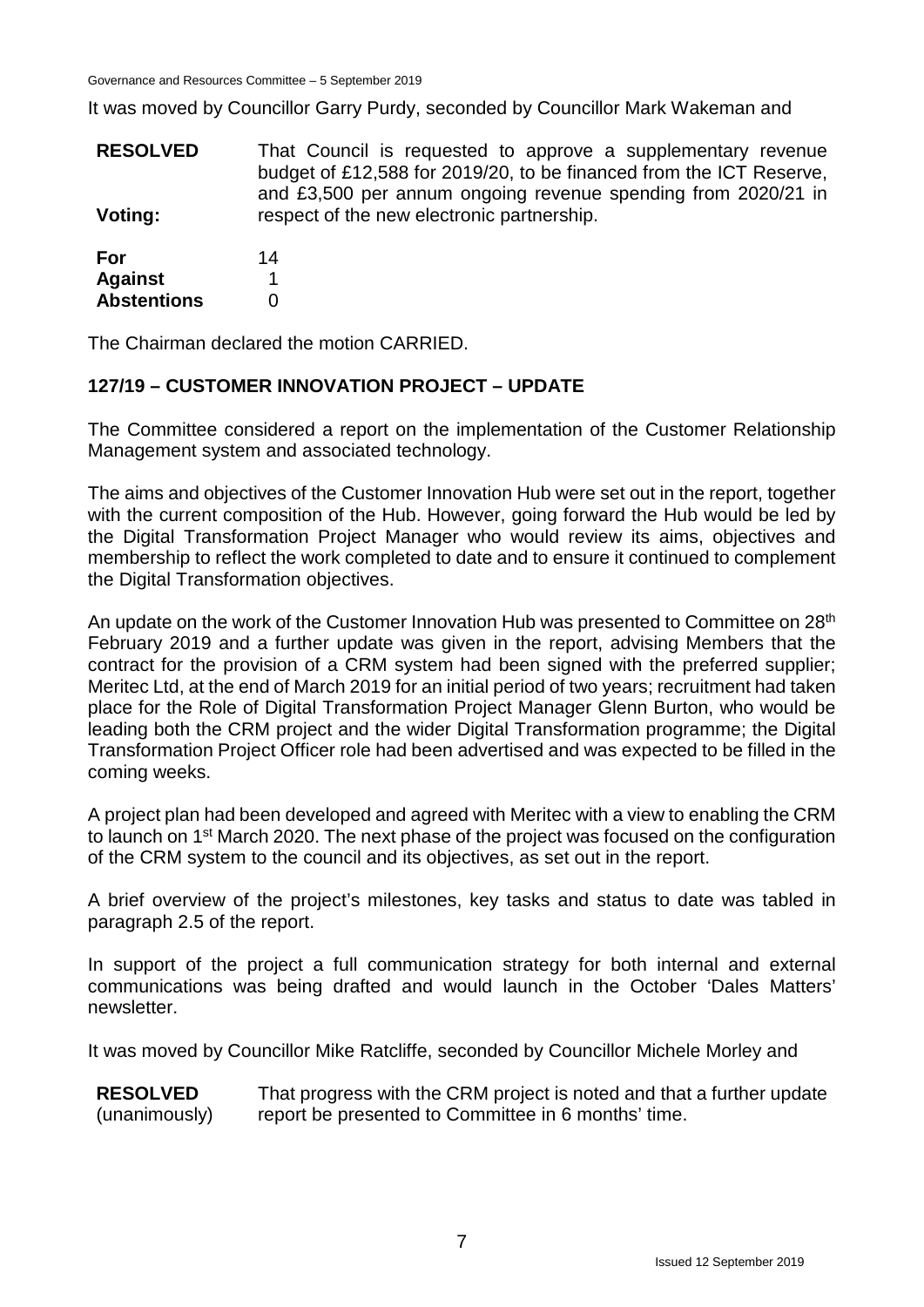It was moved by Councillor Garry Purdy, seconded by Councillor Mark Wakeman and

**RESOLVED** That Council is requested to approve a supplementary revenue budget of £12,588 for 2019/20, to be financed from the ICT Reserve, and £3,500 per annum ongoing revenue spending from 2020/21 in respect of the new electronic partnership.

**Voting:**

| | |
|---|---|
| **For** | 14 |
| **Against** | 1 |
| **Abstentions** | 0 |

The Chairman declared the motion CARRIED.

## 127/19 – CUSTOMER INNOVATION PROJECT – UPDATE

The Committee considered a report on the implementation of the Customer Relationship Management system and associated technology.

The aims and objectives of the Customer Innovation Hub were set out in the report, together with the current composition of the Hub. However, going forward the Hub would be led by the Digital Transformation Project Manager who would review its aims, objectives and membership to reflect the work completed to date and to ensure it continued to complement the Digital Transformation objectives.

An update on the work of the Customer Innovation Hub was presented to Committee on 28th February 2019 and a further update was given in the report, advising Members that the contract for the provision of a CRM system had been signed with the preferred supplier; Meritec Ltd, at the end of March 2019 for an initial period of two years; recruitment had taken place for the Role of Digital Transformation Project Manager Glenn Burton, who would be leading both the CRM project and the wider Digital Transformation programme; the Digital Transformation Project Officer role had been advertised and was expected to be filled in the coming weeks.

A project plan had been developed and agreed with Meritec with a view to enabling the CRM to launch on 1st March 2020. The next phase of the project was focused on the configuration of the CRM system to the council and its objectives, as set out in the report.

A brief overview of the project's milestones, key tasks and status to date was tabled in paragraph 2.5 of the report.

In support of the project a full communication strategy for both internal and external communications was being drafted and would launch in the October 'Dales Matters' newsletter.

It was moved by Councillor Mike Ratcliffe, seconded by Councillor Michele Morley and

**RESOLVED** (unanimously) That progress with the CRM project is noted and that a further update report be presented to Committee in 6 months' time.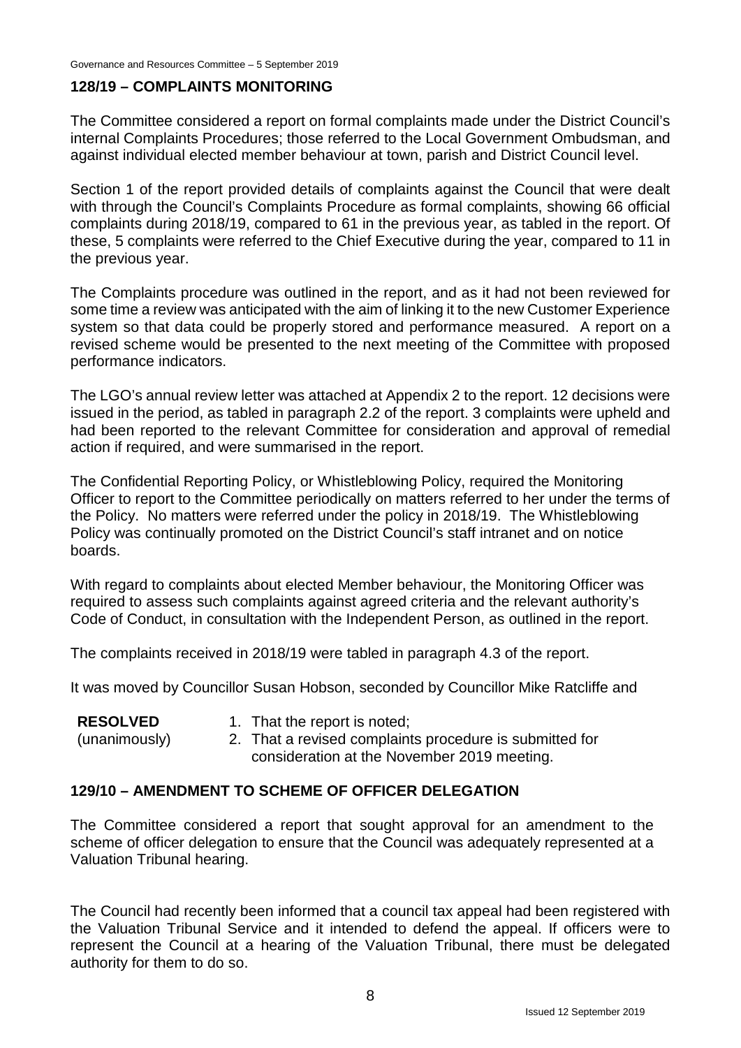## 128/19 – COMPLAINTS MONITORING

The Committee considered a report on formal complaints made under the District Council's internal Complaints Procedures; those referred to the Local Government Ombudsman, and against individual elected member behaviour at town, parish and District Council level.

Section 1 of the report provided details of complaints against the Council that were dealt with through the Council's Complaints Procedure as formal complaints, showing 66 official complaints during 2018/19, compared to 61 in the previous year, as tabled in the report. Of these, 5 complaints were referred to the Chief Executive during the year, compared to 11 in the previous year.

The Complaints procedure was outlined in the report, and as it had not been reviewed for some time a review was anticipated with the aim of linking it to the new Customer Experience system so that data could be properly stored and performance measured. A report on a revised scheme would be presented to the next meeting of the Committee with proposed performance indicators.

The LGO's annual review letter was attached at Appendix 2 to the report. 12 decisions were issued in the period, as tabled in paragraph 2.2 of the report. 3 complaints were upheld and had been reported to the relevant Committee for consideration and approval of remedial action if required, and were summarised in the report.

The Confidential Reporting Policy, or Whistleblowing Policy, required the Monitoring Officer to report to the Committee periodically on matters referred to her under the terms of the Policy. No matters were referred under the policy in 2018/19. The Whistleblowing Policy was continually promoted on the District Council's staff intranet and on notice boards.

With regard to complaints about elected Member behaviour, the Monitoring Officer was required to assess such complaints against agreed criteria and the relevant authority's Code of Conduct, in consultation with the Independent Person, as outlined in the report.

The complaints received in 2018/19 were tabled in paragraph 4.3 of the report.

It was moved by Councillor Susan Hobson, seconded by Councillor Mike Ratcliffe and

**RESOLVED** (unanimously)

1. That the report is noted;
2. That a revised complaints procedure is submitted for consideration at the November 2019 meeting.

## 129/10 – AMENDMENT TO SCHEME OF OFFICER DELEGATION

The Committee considered a report that sought approval for an amendment to the scheme of officer delegation to ensure that the Council was adequately represented at a Valuation Tribunal hearing.

The Council had recently been informed that a council tax appeal had been registered with the Valuation Tribunal Service and it intended to defend the appeal. If officers were to represent the Council at a hearing of the Valuation Tribunal, there must be delegated authority for them to do so.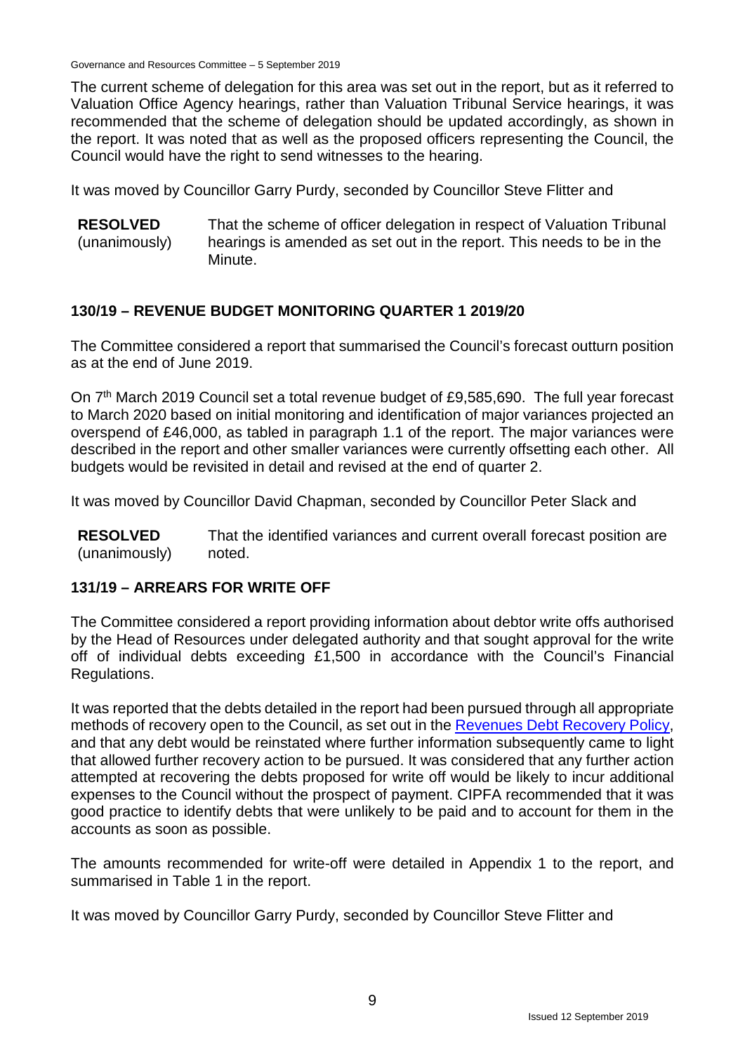The current scheme of delegation for this area was set out in the report, but as it referred to Valuation Office Agency hearings, rather than Valuation Tribunal Service hearings, it was recommended that the scheme of delegation should be updated accordingly, as shown in the report. It was noted that as well as the proposed officers representing the Council, the Council would have the right to send witnesses to the hearing.

It was moved by Councillor Garry Purdy, seconded by Councillor Steve Flitter and

| **RESOLVED** (unanimously) | That the scheme of officer delegation in respect of Valuation Tribunal hearings is amended as set out in the report. This needs to be in the Minute. |
|---|---|

## 130/19 – REVENUE BUDGET MONITORING QUARTER 1 2019/20

The Committee considered a report that summarised the Council's forecast outturn position as at the end of June 2019.

On 7th March 2019 Council set a total revenue budget of £9,585,690. The full year forecast to March 2020 based on initial monitoring and identification of major variances projected an overspend of £46,000, as tabled in paragraph 1.1 of the report. The major variances were described in the report and other smaller variances were currently offsetting each other. All budgets would be revisited in detail and revised at the end of quarter 2.

It was moved by Councillor David Chapman, seconded by Councillor Peter Slack and

| **RESOLVED** (unanimously) | That the identified variances and current overall forecast position are noted. |
|---|---|

## 131/19 – ARREARS FOR WRITE OFF

The Committee considered a report providing information about debtor write offs authorised by the Head of Resources under delegated authority and that sought approval for the write off of individual debts exceeding £1,500 in accordance with the Council's Financial Regulations.

It was reported that the debts detailed in the report had been pursued through all appropriate methods of recovery open to the Council, as set out in the Revenues Debt Recovery Policy, and that any debt would be reinstated where further information subsequently came to light that allowed further recovery action to be pursued. It was considered that any further action attempted at recovering the debts proposed for write off would be likely to incur additional expenses to the Council without the prospect of payment. CIPFA recommended that it was good practice to identify debts that were unlikely to be paid and to account for them in the accounts as soon as possible.

The amounts recommended for write-off were detailed in Appendix 1 to the report, and summarised in Table 1 in the report.

It was moved by Councillor Garry Purdy, seconded by Councillor Steve Flitter and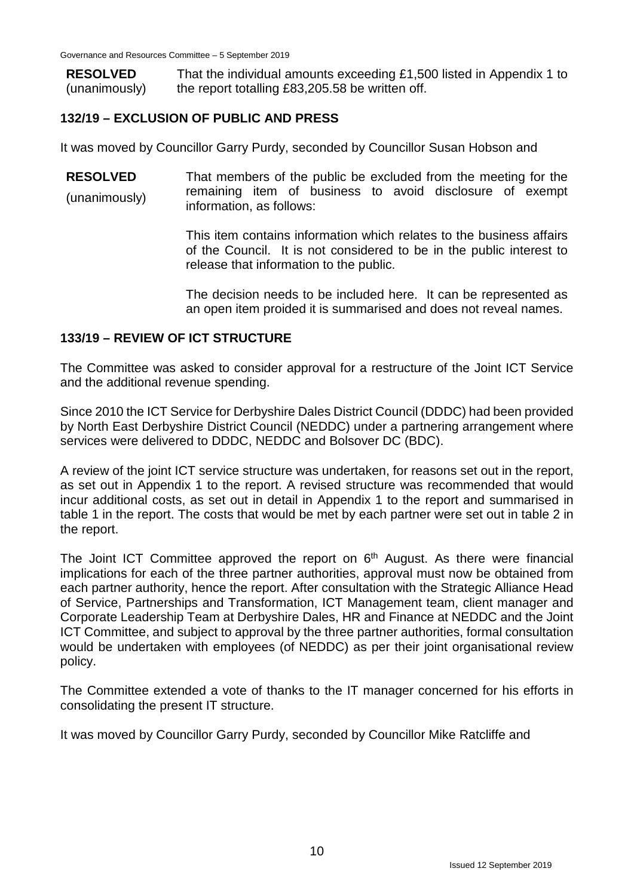**RESOLVED** (unanimously) That the individual amounts exceeding £1,500 listed in Appendix 1 to the report totalling £83,205.58 be written off.

## 132/19 – EXCLUSION OF PUBLIC AND PRESS

It was moved by Councillor Garry Purdy, seconded by Councillor Susan Hobson and

**RESOLVED** (unanimously) That members of the public be excluded from the meeting for the remaining item of business to avoid disclosure of exempt information, as follows:

This item contains information which relates to the business affairs of the Council. It is not considered to be in the public interest to release that information to the public.

The decision needs to be included here. It can be represented as an open item proided it is summarised and does not reveal names.

## 133/19 – REVIEW OF ICT STRUCTURE

The Committee was asked to consider approval for a restructure of the Joint ICT Service and the additional revenue spending.

Since 2010 the ICT Service for Derbyshire Dales District Council (DDDC) had been provided by North East Derbyshire District Council (NEDDC) under a partnering arrangement where services were delivered to DDDC, NEDDC and Bolsover DC (BDC).

A review of the joint ICT service structure was undertaken, for reasons set out in the report, as set out in Appendix 1 to the report. A revised structure was recommended that would incur additional costs, as set out in detail in Appendix 1 to the report and summarised in table 1 in the report. The costs that would be met by each partner were set out in table 2 in the report.

The Joint ICT Committee approved the report on 6th August. As there were financial implications for each of the three partner authorities, approval must now be obtained from each partner authority, hence the report. After consultation with the Strategic Alliance Head of Service, Partnerships and Transformation, ICT Management team, client manager and Corporate Leadership Team at Derbyshire Dales, HR and Finance at NEDDC and the Joint ICT Committee, and subject to approval by the three partner authorities, formal consultation would be undertaken with employees (of NEDDC) as per their joint organisational review policy.

The Committee extended a vote of thanks to the IT manager concerned for his efforts in consolidating the present IT structure.

It was moved by Councillor Garry Purdy, seconded by Councillor Mike Ratcliffe and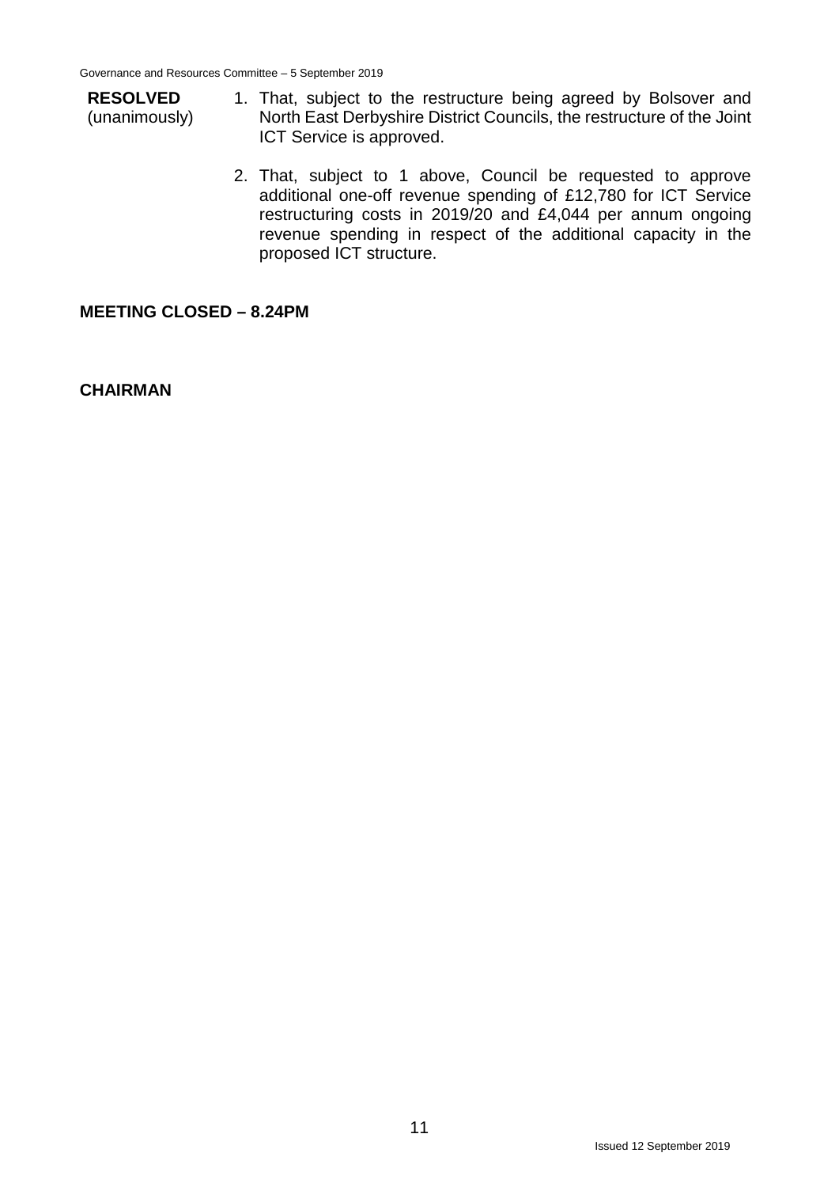**RESOLVED** (unanimously)

1. That, subject to the restructure being agreed by Bolsover and North East Derbyshire District Councils, the restructure of the Joint ICT Service is approved.

2. That, subject to 1 above, Council be requested to approve additional one-off revenue spending of £12,780 for ICT Service restructuring costs in 2019/20 and £4,044 per annum ongoing revenue spending in respect of the additional capacity in the proposed ICT structure.

**MEETING CLOSED – 8.24PM**

**CHAIRMAN**